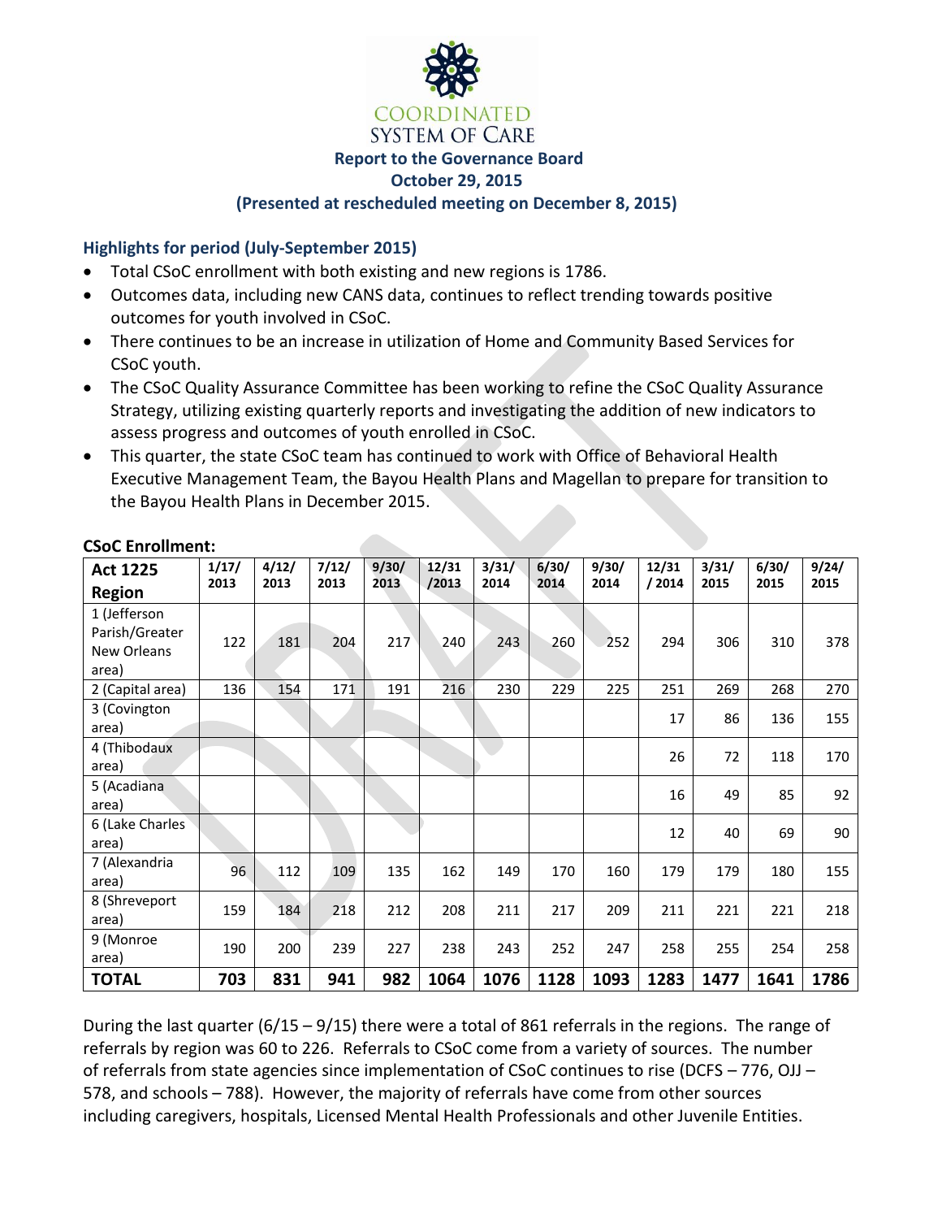# Coordinated System of Care

## Report to the Governance Board
## October 29, 2015
## (Presented at rescheduled meeting on December 8, 2015)

### Highlights for period (July-September 2015)

- Total CSoC enrollment with both existing and new regions is 1786.
- Outcomes data, including new CANS data, continues to reflect trending towards positive outcomes for youth involved in CSoC.
- There continues to be an increase in utilization of Home and Community Based Services for CSoC youth.
- The CSoC Quality Assurance Committee has been working to refine the CSoC Quality Assurance Strategy, utilizing existing quarterly reports and investigating the addition of new indicators to assess progress and outcomes of youth enrolled in CSoC.
- This quarter, the state CSoC team has continued to work with Office of Behavioral Health Executive Management Team, the Bayou Health Plans and Magellan to prepare for transition to the Bayou Health Plans in December 2015.

**CSoC Enrollment:**

| Act 1225 Region | 1/17/ 2013 | 4/12/ 2013 | 7/12/ 2013 | 9/30/ 2013 | 12/31 /2013 | 3/31/ 2014 | 6/30/ 2014 | 9/30/ 2014 | 12/31 / 2014 | 3/31/ 2015 | 6/30/ 2015 | 9/24/ 2015 |
|---|---|---|---|---|---|---|---|---|---|---|---|---|
| 1 (Jefferson Parish/Greater New Orleans area) | 122 | 181 | 204 | 217 | 240 | 243 | 260 | 252 | 294 | 306 | 310 | 378 |
| 2 (Capital area) | 136 | 154 | 171 | 191 | 216 | 230 | 229 | 225 | 251 | 269 | 268 | 270 |
| 3 (Covington area) | | | | | | | | | 17 | 86 | 136 | 155 |
| 4 (Thibodaux area) | | | | | | | | | 26 | 72 | 118 | 170 |
| 5 (Acadiana area) | | | | | | | | | 16 | 49 | 85 | 92 |
| 6 (Lake Charles area) | | | | | | | | | 12 | 40 | 69 | 90 |
| 7 (Alexandria area) | 96 | 112 | 109 | 135 | 162 | 149 | 170 | 160 | 179 | 179 | 180 | 155 |
| 8 (Shreveport area) | 159 | 184 | 218 | 212 | 208 | 211 | 217 | 209 | 211 | 221 | 221 | 218 |
| 9 (Monroe area) | 190 | 200 | 239 | 227 | 238 | 243 | 252 | 247 | 258 | 255 | 254 | 258 |
| **TOTAL** | **703** | **831** | **941** | **982** | **1064** | **1076** | **1128** | **1093** | **1283** | **1477** | **1641** | **1786** |

During the last quarter (6/15 – 9/15) there were a total of 861 referrals in the regions. The range of referrals by region was 60 to 226. Referrals to CSoC come from a variety of sources. The number of referrals from state agencies since implementation of CSoC continues to rise (DCFS – 776, OJJ – 578, and schools – 788). However, the majority of referrals have come from other sources including caregivers, hospitals, Licensed Mental Health Professionals and other Juvenile Entities.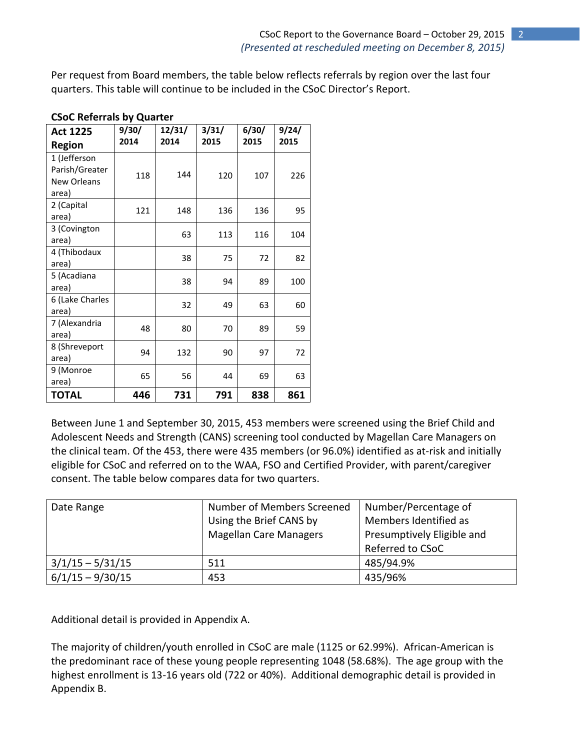Per request from Board members, the table below reflects referrals by region over the last four quarters. This table will continue to be included in the CSoC Director's Report.

**CSoC Referrals by Quarter**

| **Act 1225 Region** | **9/30/ 2014** | **12/31/ 2014** | **3/31/ 2015** | **6/30/ 2015** | **9/24/ 2015** |
|---|---|---|---|---|---|
| 1 (Jefferson Parish/Greater New Orleans area) | 118 | 144 | 120 | 107 | 226 |
| 2 (Capital area) | 121 | 148 | 136 | 136 | 95 |
| 3 (Covington area) | | 63 | 113 | 116 | 104 |
| 4 (Thibodaux area) | | 38 | 75 | 72 | 82 |
| 5 (Acadiana area) | | 38 | 94 | 89 | 100 |
| 6 (Lake Charles area) | | 32 | 49 | 63 | 60 |
| 7 (Alexandria area) | 48 | 80 | 70 | 89 | 59 |
| 8 (Shreveport area) | 94 | 132 | 90 | 97 | 72 |
| 9 (Monroe area) | 65 | 56 | 44 | 69 | 63 |
| **TOTAL** | **446** | **731** | **791** | **838** | **861** |

Between June 1 and September 30, 2015, 453 members were screened using the Brief Child and Adolescent Needs and Strength (CANS) screening tool conducted by Magellan Care Managers on the clinical team. Of the 453, there were 435 members (or 96.0%) identified as at-risk and initially eligible for CSoC and referred on to the WAA, FSO and Certified Provider, with parent/caregiver consent. The table below compares data for two quarters.

| Date Range | Number of Members Screened Using the Brief CANS by Magellan Care Managers | Number/Percentage of Members Identified as Presumptively Eligible and Referred to CSoC |
|---|---|---|
| 3/1/15 – 5/31/15 | 511 | 485/94.9% |
| 6/1/15 – 9/30/15 | 453 | 435/96% |

Additional detail is provided in Appendix A.

The majority of children/youth enrolled in CSoC are male (1125 or 62.99%). African-American is the predominant race of these young people representing 1048 (58.68%). The age group with the highest enrollment is 13-16 years old (722 or 40%). Additional demographic detail is provided in Appendix B.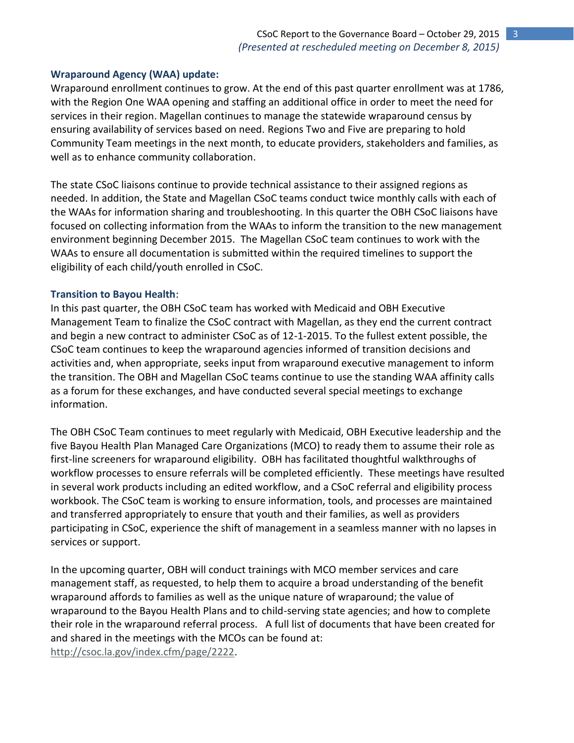### Wraparound Agency (WAA) update:

Wraparound enrollment continues to grow. At the end of this past quarter enrollment was at 1786, with the Region One WAA opening and staffing an additional office in order to meet the need for services in their region. Magellan continues to manage the statewide wraparound census by ensuring availability of services based on need. Regions Two and Five are preparing to hold Community Team meetings in the next month, to educate providers, stakeholders and families, as well as to enhance community collaboration.

The state CSoC liaisons continue to provide technical assistance to their assigned regions as needed. In addition, the State and Magellan CSoC teams conduct twice monthly calls with each of the WAAs for information sharing and troubleshooting. In this quarter the OBH CSoC liaisons have focused on collecting information from the WAAs to inform the transition to the new management environment beginning December 2015. The Magellan CSoC team continues to work with the WAAs to ensure all documentation is submitted within the required timelines to support the eligibility of each child/youth enrolled in CSoC.

### Transition to Bayou Health:

In this past quarter, the OBH CSoC team has worked with Medicaid and OBH Executive Management Team to finalize the CSoC contract with Magellan, as they end the current contract and begin a new contract to administer CSoC as of 12-1-2015. To the fullest extent possible, the CSoC team continues to keep the wraparound agencies informed of transition decisions and activities and, when appropriate, seeks input from wraparound executive management to inform the transition. The OBH and Magellan CSoC teams continue to use the standing WAA affinity calls as a forum for these exchanges, and have conducted several special meetings to exchange information.

The OBH CSoC Team continues to meet regularly with Medicaid, OBH Executive leadership and the five Bayou Health Plan Managed Care Organizations (MCO) to ready them to assume their role as first-line screeners for wraparound eligibility. OBH has facilitated thoughtful walkthroughs of workflow processes to ensure referrals will be completed efficiently. These meetings have resulted in several work products including an edited workflow, and a CSoC referral and eligibility process workbook. The CSoC team is working to ensure information, tools, and processes are maintained and transferred appropriately to ensure that youth and their families, as well as providers participating in CSoC, experience the shift of management in a seamless manner with no lapses in services or support.

In the upcoming quarter, OBH will conduct trainings with MCO member services and care management staff, as requested, to help them to acquire a broad understanding of the benefit wraparound affords to families as well as the unique nature of wraparound; the value of wraparound to the Bayou Health Plans and to child-serving state agencies; and how to complete their role in the wraparound referral process. A full list of documents that have been created for and shared in the meetings with the MCOs can be found at: http://csoc.la.gov/index.cfm/page/2222.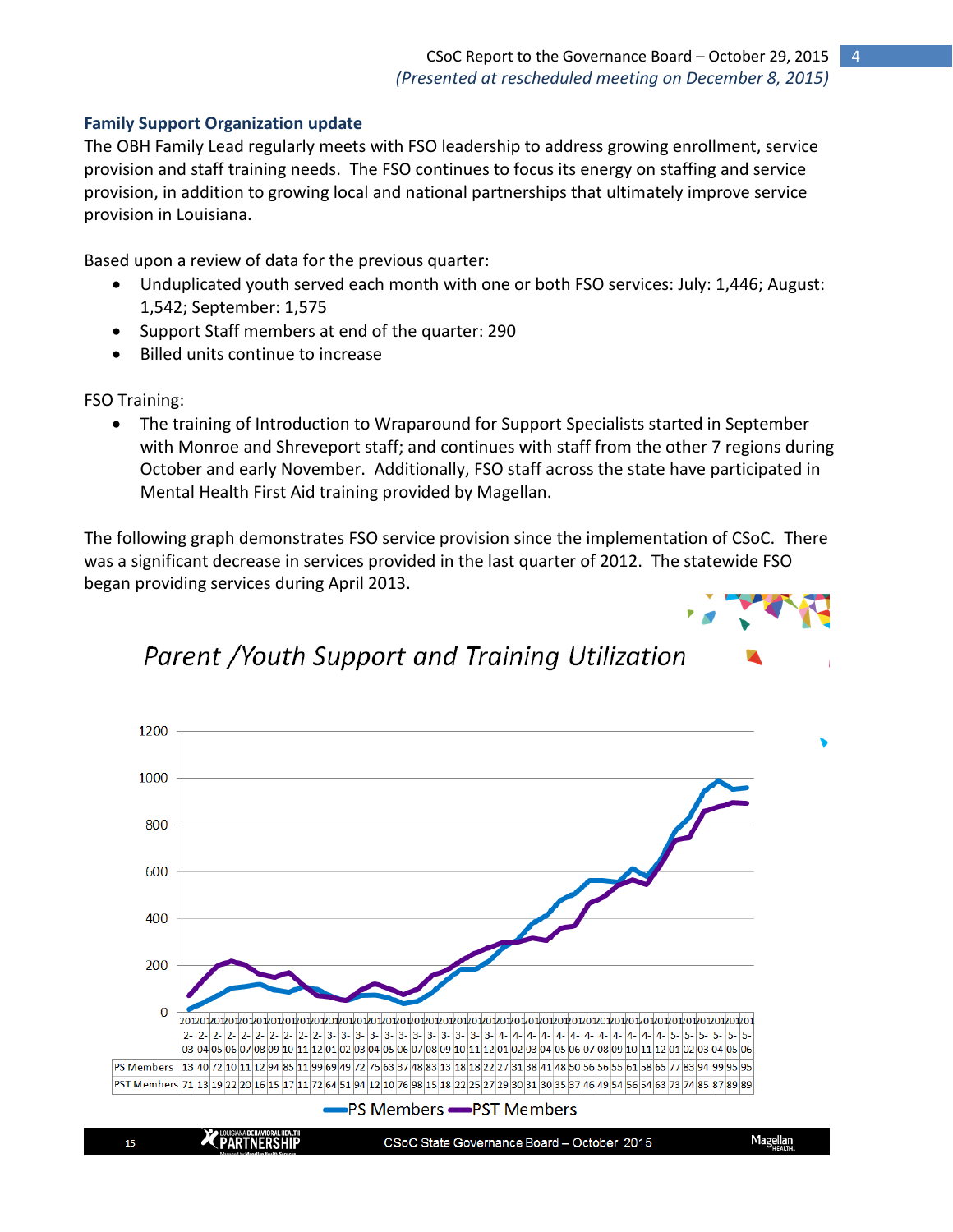### Family Support Organization update

The OBH Family Lead regularly meets with FSO leadership to address growing enrollment, service provision and staff training needs. The FSO continues to focus its energy on staffing and service provision, in addition to growing local and national partnerships that ultimately improve service provision in Louisiana.

Based upon a review of data for the previous quarter:

- Unduplicated youth served each month with one or both FSO services: July: 1,446; August: 1,542; September: 1,575
- Support Staff members at end of the quarter: 290
- Billed units continue to increase

FSO Training:

- The training of Introduction to Wraparound for Support Specialists started in September with Monroe and Shreveport staff; and continues with staff from the other 7 regions during October and early November. Additionally, FSO staff across the state have participated in Mental Health First Aid training provided by Magellan.

The following graph demonstrates FSO service provision since the implementation of CSoC. There was a significant decrease in services provided in the last quarter of 2012. The statewide FSO began providing services during April 2013.

*Parent /Youth Support and Training Utilization*

| | 2012-03 | 2012-04 | 2012-05 | 2012-06 | 2012-07 | 2012-08 | 2012-09 | 2012-10 | 2012-11 | 2012-12 | 2013-01 | 2013-02 | 2013-03 | 2013-04 | 2013-05 | 2013-06 | 2013-07 | 2013-08 | 2013-09 | 2013-10 | 2013-11 | 2013-12 | 2014-01 | 2014-02 | 2014-03 | 2014-04 | 2014-05 | 2014-06 | 2014-07 | 2014-08 | 2014-09 | 2014-10 | 2014-11 | 2014-12 | 2015-01 | 2015-02 | 2015-03 | 2015-04 | 2015-05 | 2015-06 |
|---|---|---|---|---|---|---|---|---|---|---|---|---|---|---|---|---|---|---|---|---|---|---|---|---|---|---|---|---|---|---|---|---|---|---|---|---|---|---|---|---|
| PS Members | 13 | 40 | 72 | 10 | 11 | 12 | 94 | 85 | 11 | 99 | 69 | 49 | 72 | 75 | 63 | 37 | 48 | 83 | 13 | 18 | 18 | 22 | 27 | 31 | 38 | 41 | 48 | 50 | 56 | 56 | 55 | 61 | 58 | 65 | 77 | 83 | 94 | 99 | 95 | 95 |
| PST Members | 71 | 13 | 19 | 22 | 20 | 16 | 15 | 17 | 11 | 72 | 64 | 51 | 94 | 12 | 10 | 76 | 98 | 15 | 18 | 22 | 25 | 27 | 29 | 30 | 31 | 30 | 35 | 37 | 46 | 49 | 54 | 56 | 54 | 63 | 73 | 74 | 85 | 87 | 89 | 89 |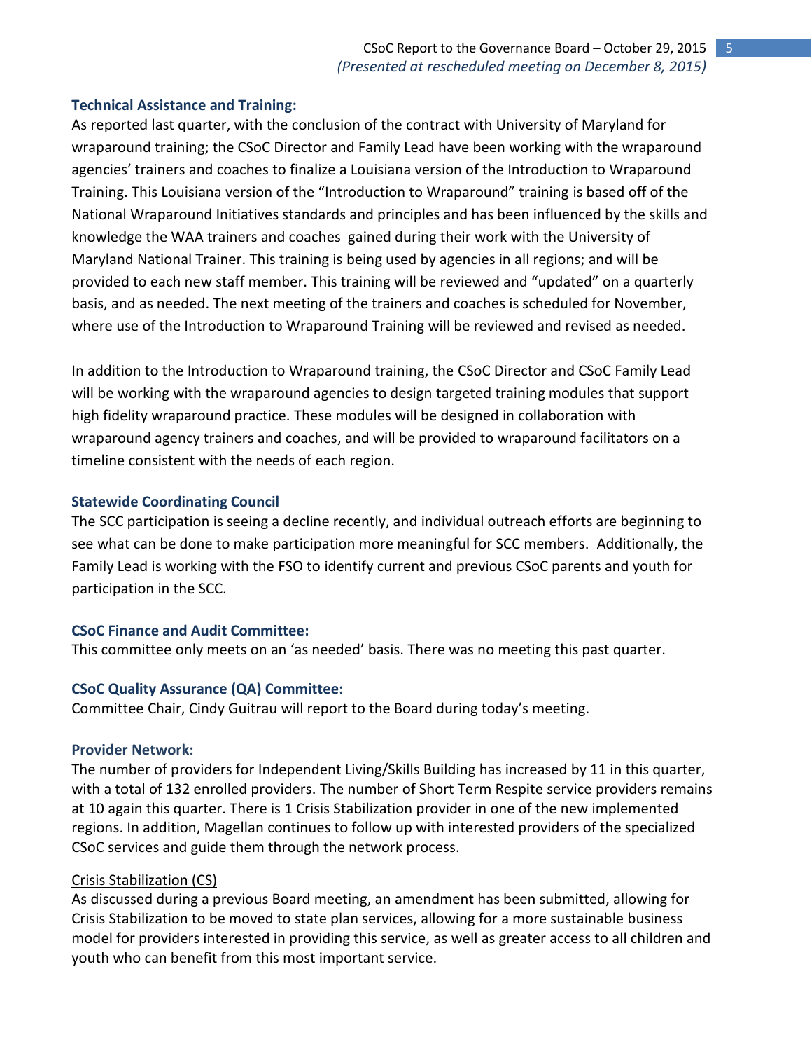### Technical Assistance and Training:

As reported last quarter, with the conclusion of the contract with University of Maryland for wraparound training; the CSoC Director and Family Lead have been working with the wraparound agencies' trainers and coaches to finalize a Louisiana version of the Introduction to Wraparound Training. This Louisiana version of the "Introduction to Wraparound" training is based off of the National Wraparound Initiatives standards and principles and has been influenced by the skills and knowledge the WAA trainers and coaches gained during their work with the University of Maryland National Trainer. This training is being used by agencies in all regions; and will be provided to each new staff member. This training will be reviewed and "updated" on a quarterly basis, and as needed. The next meeting of the trainers and coaches is scheduled for November, where use of the Introduction to Wraparound Training will be reviewed and revised as needed.

In addition to the Introduction to Wraparound training, the CSoC Director and CSoC Family Lead will be working with the wraparound agencies to design targeted training modules that support high fidelity wraparound practice. These modules will be designed in collaboration with wraparound agency trainers and coaches, and will be provided to wraparound facilitators on a timeline consistent with the needs of each region.

### Statewide Coordinating Council

The SCC participation is seeing a decline recently, and individual outreach efforts are beginning to see what can be done to make participation more meaningful for SCC members. Additionally, the Family Lead is working with the FSO to identify current and previous CSoC parents and youth for participation in the SCC.

### CSoC Finance and Audit Committee:

This committee only meets on an 'as needed' basis. There was no meeting this past quarter.

### CSoC Quality Assurance (QA) Committee:

Committee Chair, Cindy Guitrau will report to the Board during today's meeting.

### Provider Network:

The number of providers for Independent Living/Skills Building has increased by 11 in this quarter, with a total of 132 enrolled providers. The number of Short Term Respite service providers remains at 10 again this quarter. There is 1 Crisis Stabilization provider in one of the new implemented regions. In addition, Magellan continues to follow up with interested providers of the specialized CSoC services and guide them through the network process.

<u>Crisis Stabilization (CS)</u>

As discussed during a previous Board meeting, an amendment has been submitted, allowing for Crisis Stabilization to be moved to state plan services, allowing for a more sustainable business model for providers interested in providing this service, as well as greater access to all children and youth who can benefit from this most important service.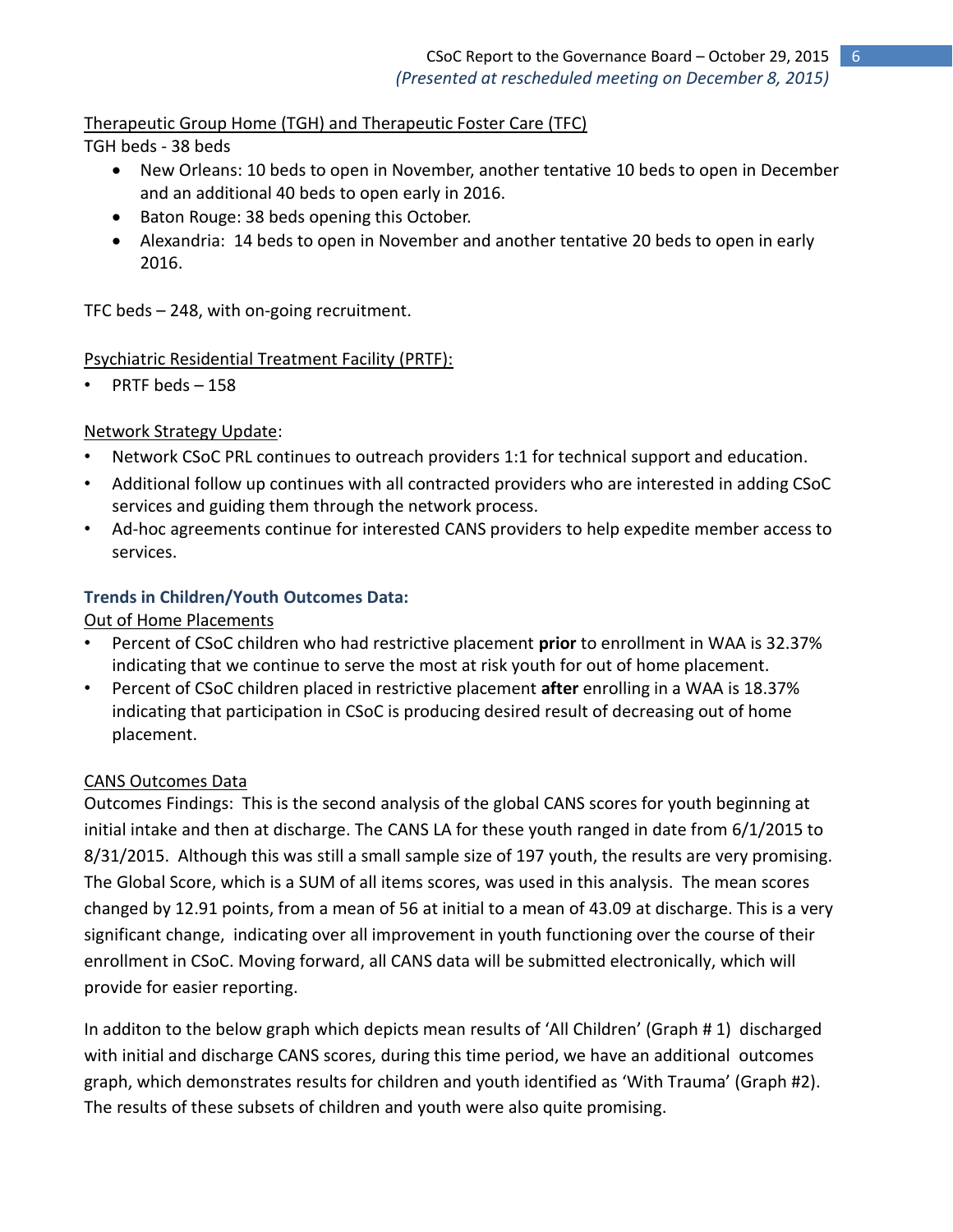Therapeutic Group Home (TGH) and Therapeutic Foster Care (TFC)

TGH beds - 38 beds

- New Orleans: 10 beds to open in November, another tentative 10 beds to open in December and an additional 40 beds to open early in 2016.
- Baton Rouge: 38 beds opening this October.
- Alexandria: 14 beds to open in November and another tentative 20 beds to open in early 2016.

TFC beds – 248, with on-going recruitment.

Psychiatric Residential Treatment Facility (PRTF):

- PRTF beds – 158

Network Strategy Update:

- Network CSoC PRL continues to outreach providers 1:1 for technical support and education.
- Additional follow up continues with all contracted providers who are interested in adding CSoC services and guiding them through the network process.
- Ad-hoc agreements continue for interested CANS providers to help expedite member access to services.

### Trends in Children/Youth Outcomes Data:

Out of Home Placements

- Percent of CSoC children who had restrictive placement **prior** to enrollment in WAA is 32.37% indicating that we continue to serve the most at risk youth for out of home placement.
- Percent of CSoC children placed in restrictive placement **after** enrolling in a WAA is 18.37% indicating that participation in CSoC is producing desired result of decreasing out of home placement.

CANS Outcomes Data

Outcomes Findings: This is the second analysis of the global CANS scores for youth beginning at initial intake and then at discharge. The CANS LA for these youth ranged in date from 6/1/2015 to 8/31/2015. Although this was still a small sample size of 197 youth, the results are very promising. The Global Score, which is a SUM of all items scores, was used in this analysis. The mean scores changed by 12.91 points, from a mean of 56 at initial to a mean of 43.09 at discharge. This is a very significant change, indicating over all improvement in youth functioning over the course of their enrollment in CSoC. Moving forward, all CANS data will be submitted electronically, which will provide for easier reporting.

In additon to the below graph which depicts mean results of 'All Children' (Graph # 1) discharged with initial and discharge CANS scores, during this time period, we have an additional outcomes graph, which demonstrates results for children and youth identified as 'With Trauma' (Graph #2). The results of these subsets of children and youth were also quite promising.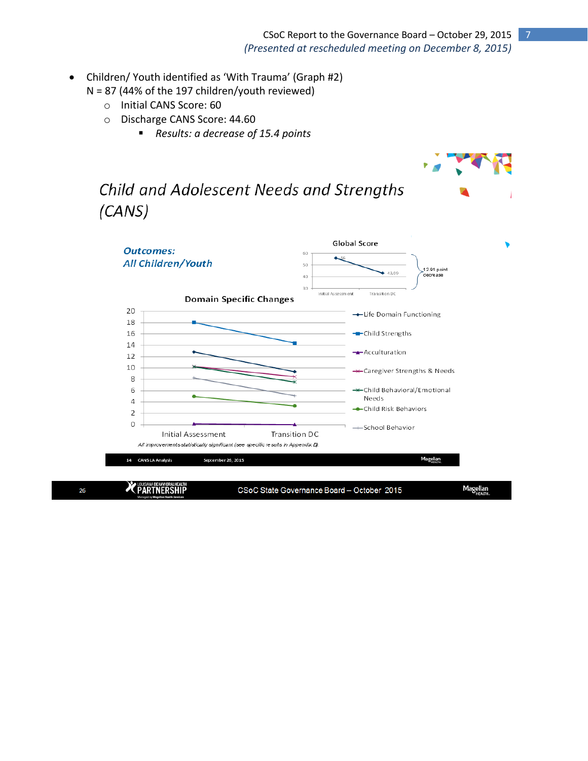- Children/ Youth identified as 'With Trauma' (Graph #2)
  N = 87 (44% of the 197 children/youth reviewed)
  - Initial CANS Score: 60
  - Discharge CANS Score: 44.60
    - *Results: a decrease of 15.4 points*

## *Child and Adolescent Needs and Strengths (CANS)*

***Outcomes: All Children/Youth***

**Global Score**

Initial Assessment: 56; Transition DC: 43.09 — 12.91 point decrease

**Domain Specific Changes**

Life Domain Functioning, Child Strengths, Acculturation, Caregiver Strengths & Needs, Child Behavioral/Emotional Needs, Child Risk Behaviors, School Behavior (Initial Assessment vs. Transition DC)

*All improvements statistically significant (see specific results in Appendix B).*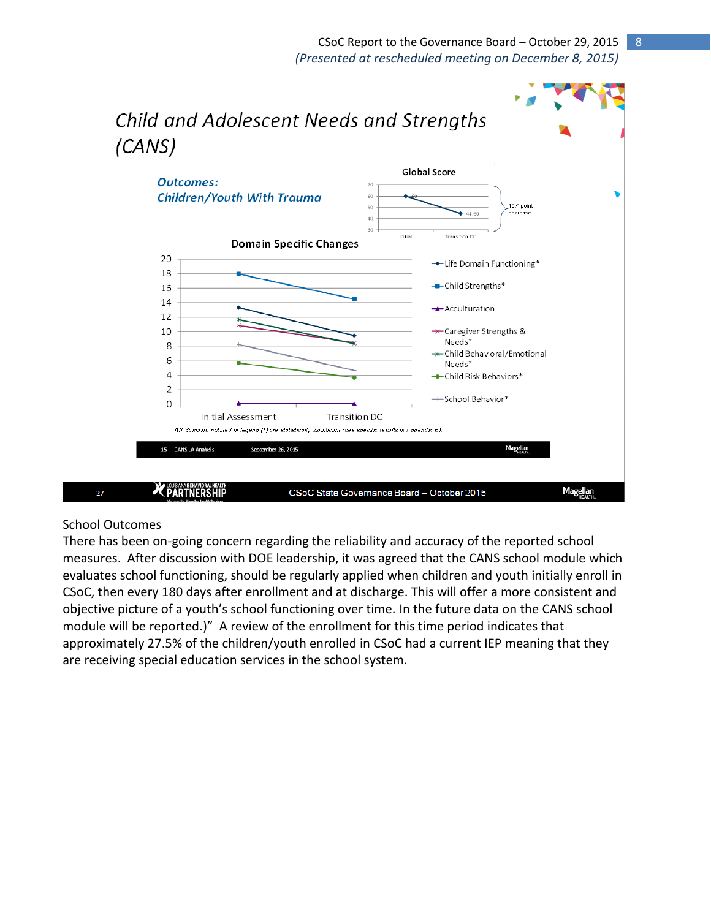# Child and Adolescent Needs and Strengths (CANS)

***Outcomes: Children/Youth With Trauma***

**Global Score**

Initial: 60; Transition DC: 44.60 — 15.4 point decrease

**Domain Specific Changes**

- Life Domain Functioning*
- Child Strengths*
- Acculturation
- Caregiver Strengths & Needs*
- Child Behavioral/Emotional Needs*
- Child Risk Behaviors*
- School Behavior*

Initial Assessment — Transition DC

*All domains notated in legend (*) are statistically significant (see specific results in Appendix B).*

## School Outcomes

There has been on-going concern regarding the reliability and accuracy of the reported school measures. After discussion with DOE leadership, it was agreed that the CANS school module which evaluates school functioning, should be regularly applied when children and youth initially enroll in CSoC, then every 180 days after enrollment and at discharge. This will offer a more consistent and objective picture of a youth's school functioning over time. In the future data on the CANS school module will be reported.)" A review of the enrollment for this time period indicates that approximately 27.5% of the children/youth enrolled in CSoC had a current IEP meaning that they are receiving special education services in the school system.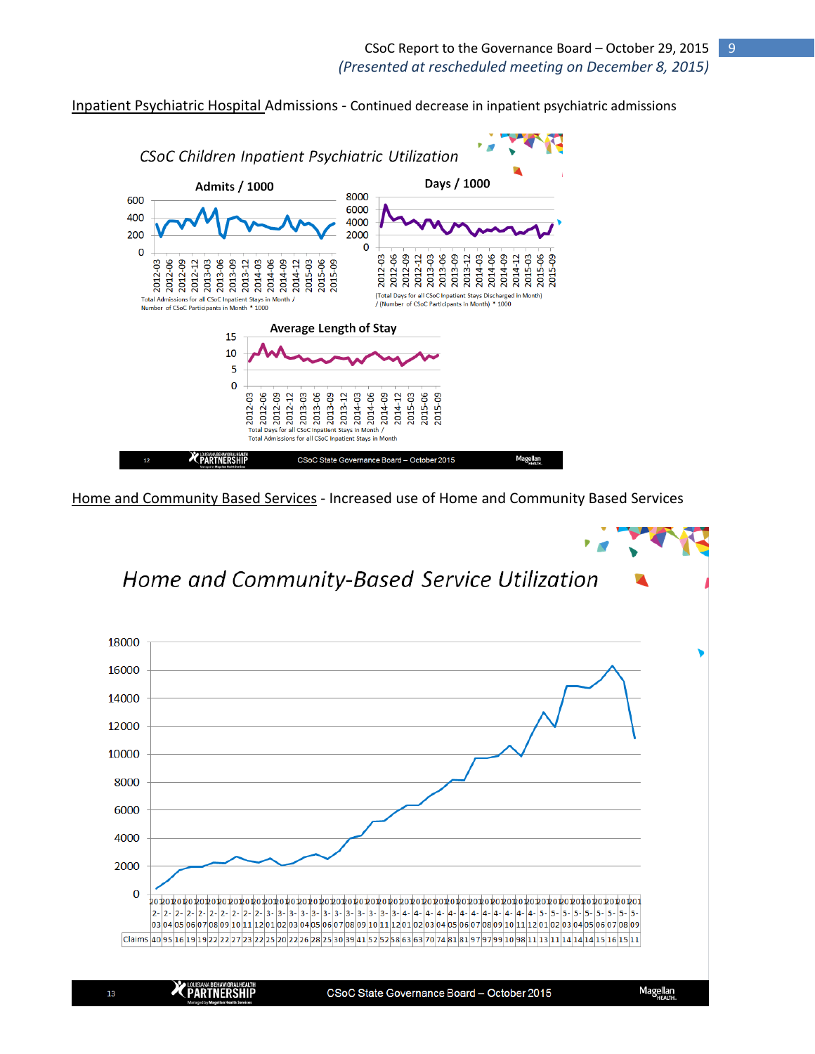Inpatient Psychiatric Hospital Admissions - Continued decrease in inpatient psychiatric admissions

*CSoC Children Inpatient Psychiatric Utilization*

**Admits / 1000**

Total Admissions for all CSoC Inpatient Stays in Month / Number of CSoC Participants in Month * 1000

**Days / 1000**

(Total Days for all CSoC Inpatient Stays Discharged in Month) / (Number of CSoC Participants in Month) * 1000

**Average Length of Stay**

Total Days for all CSoC Inpatient Stays in Month / Total Admissions for all CSoC Inpatient Stays in Month

Home and Community Based Services - Increased use of Home and Community Based Services

*Home and Community-Based Service Utilization*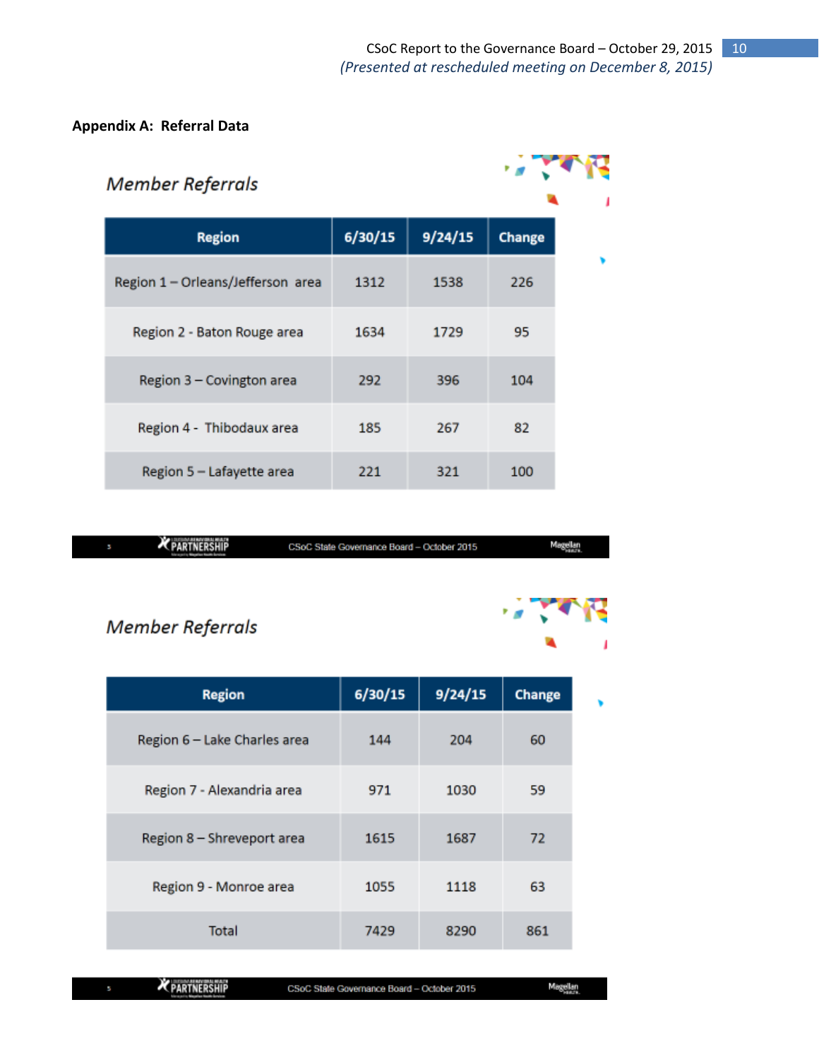**Appendix A: Referral Data**

## Member Referrals

| Region | 6/30/15 | 9/24/15 | Change |
|---|---|---|---|
| Region 1 – Orleans/Jefferson area | 1312 | 1538 | 226 |
| Region 2 - Baton Rouge area | 1634 | 1729 | 95 |
| Region 3 – Covington area | 292 | 396 | 104 |
| Region 4 - Thibodaux area | 185 | 267 | 82 |
| Region 5 – Lafayette area | 221 | 321 | 100 |

CSoC State Governance Board – October 2015

## Member Referrals

| Region | 6/30/15 | 9/24/15 | Change |
|---|---|---|---|
| Region 6 – Lake Charles area | 144 | 204 | 60 |
| Region 7 - Alexandria area | 971 | 1030 | 59 |
| Region 8 – Shreveport area | 1615 | 1687 | 72 |
| Region 9 - Monroe area | 1055 | 1118 | 63 |
| Total | 7429 | 8290 | 861 |

CSoC State Governance Board – October 2015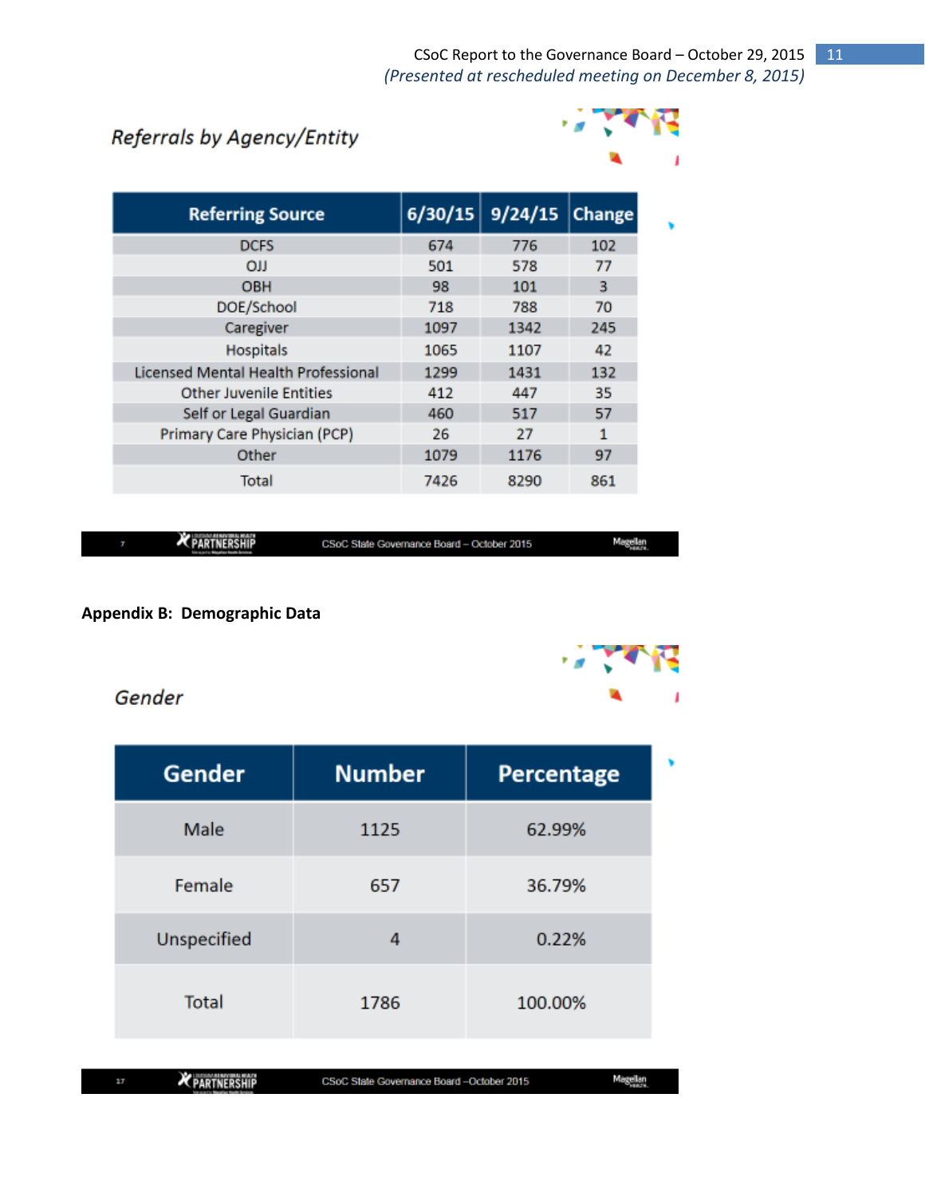### Referrals by Agency/Entity

| Referring Source | 6/30/15 | 9/24/15 | Change |
|---|---|---|---|
| DCFS | 674 | 776 | 102 |
| OJJ | 501 | 578 | 77 |
| OBH | 98 | 101 | 3 |
| DOE/School | 718 | 788 | 70 |
| Caregiver | 1097 | 1342 | 245 |
| Hospitals | 1065 | 1107 | 42 |
| Licensed Mental Health Professional | 1299 | 1431 | 132 |
| Other Juvenile Entities | 412 | 447 | 35 |
| Self or Legal Guardian | 460 | 517 | 57 |
| Primary Care Physician (PCP) | 26 | 27 | 1 |
| Other | 1079 | 1176 | 97 |
| Total | 7426 | 8290 | 861 |

**Appendix B: Demographic Data**

### Gender

| Gender | Number | Percentage |
|---|---|---|
| Male | 1125 | 62.99% |
| Female | 657 | 36.79% |
| Unspecified | 4 | 0.22% |
| Total | 1786 | 100.00% |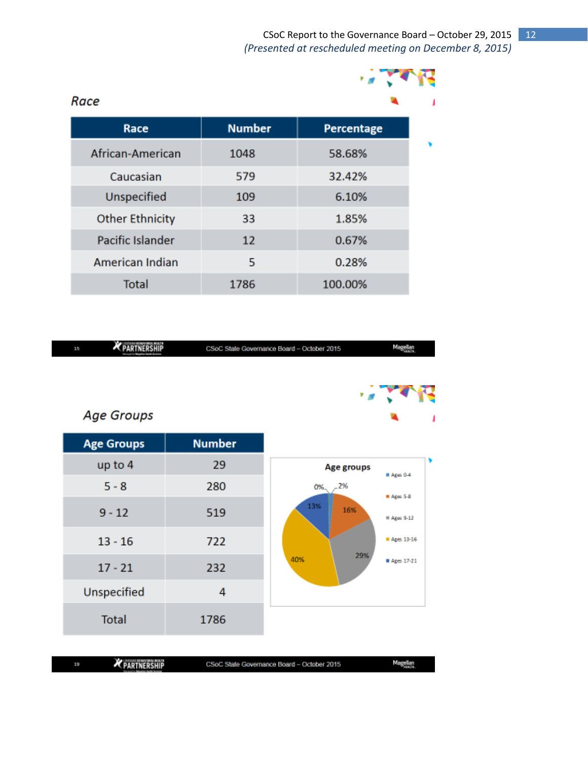## Race

| Race | Number | Percentage |
|---|---|---|
| African-American | 1048 | 58.68% |
| Caucasian | 579 | 32.42% |
| Unspecified | 109 | 6.10% |
| Other Ethnicity | 33 | 1.85% |
| Pacific Islander | 12 | 0.67% |
| American Indian | 5 | 0.28% |
| Total | 1786 | 100.00% |

## Age Groups

| Age Groups | Number |
|---|---|
| up to 4 | 29 |
| 5 - 8 | 280 |
| 9 - 12 | 519 |
| 13 - 16 | 722 |
| 17 - 21 | 232 |
| Unspecified | 4 |
| Total | 1786 |

Age groups

0%
2%
13%
16%
29%
40%

Ages 0-4
Ages 5-8
Ages 9-12
Ages 13-16
Ages 17-21